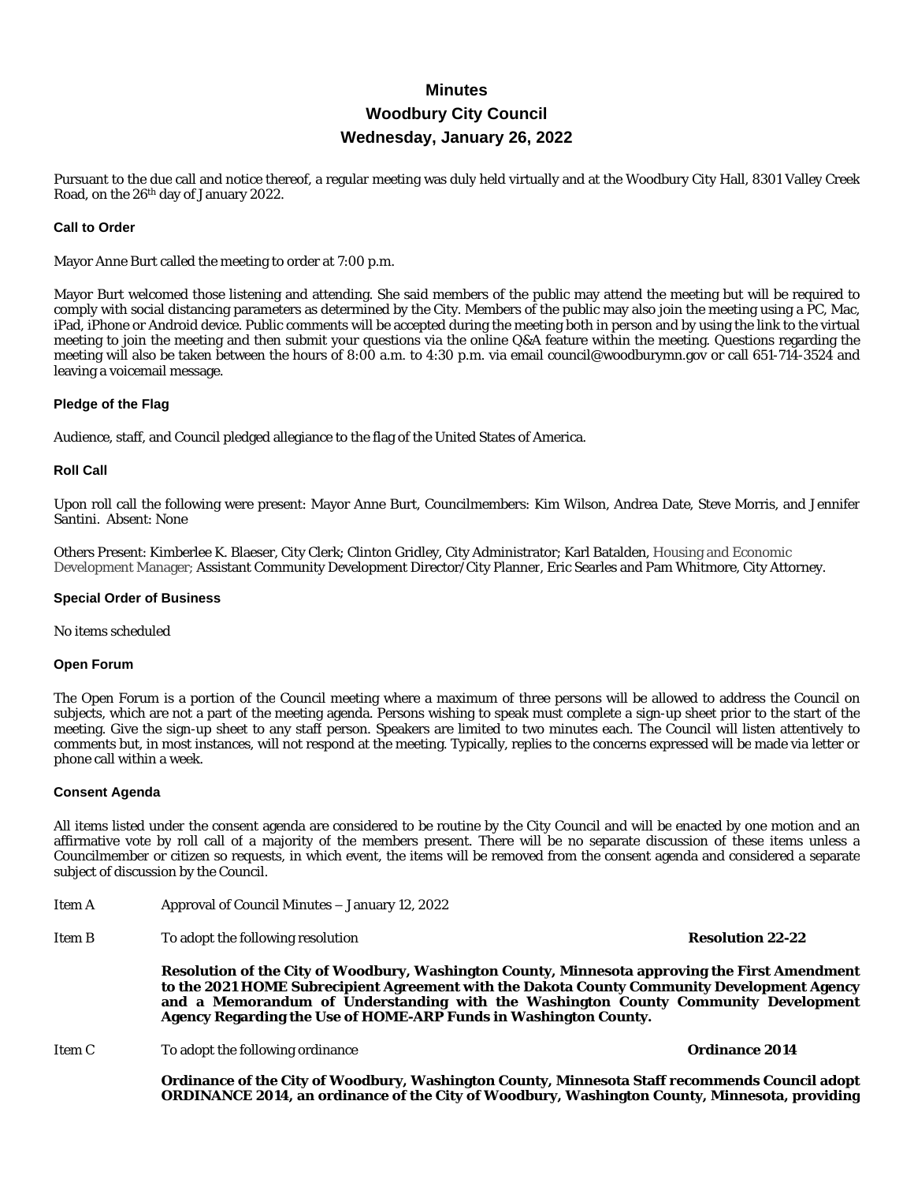# Minutes
# Woodbury City Council
# Wednesday, January 26, 2022

Pursuant to the due call and notice thereof, a regular meeting was duly held virtually and at the Woodbury City Hall, 8301 Valley Creek Road, on the 26th day of January 2022.

### Call to Order

Mayor Anne Burt called the meeting to order at 7:00 p.m.

Mayor Burt welcomed those listening and attending. She said members of the public may attend the meeting but will be required to comply with social distancing parameters as determined by the City. Members of the public may also join the meeting using a PC, Mac, iPad, iPhone or Android device. Public comments will be accepted during the meeting both in person and by using the link to the virtual meeting to join the meeting and then submit your questions via the online Q&A feature within the meeting. Questions regarding the meeting will also be taken between the hours of 8:00 a.m. to 4:30 p.m. via email council@woodburymn.gov or call 651-714-3524 and leaving a voicemail message.

### Pledge of the Flag

Audience, staff, and Council pledged allegiance to the flag of the United States of America.

### Roll Call

Upon roll call the following were present: Mayor Anne Burt, Councilmembers: Kim Wilson, Andrea Date, Steve Morris, and Jennifer Santini. Absent: None

Others Present: Kimberlee K. Blaeser, City Clerk; Clinton Gridley, City Administrator; Karl Batalden, Housing and Economic Development Manager; Assistant Community Development Director/City Planner, Eric Searles and Pam Whitmore, City Attorney.

### Special Order of Business

No items scheduled

### Open Forum

The Open Forum is a portion of the Council meeting where a maximum of three persons will be allowed to address the Council on subjects, which are not a part of the meeting agenda. Persons wishing to speak must complete a sign-up sheet prior to the start of the meeting. Give the sign-up sheet to any staff person. Speakers are limited to two minutes each. The Council will listen attentively to comments but, in most instances, will not respond at the meeting. Typically, replies to the concerns expressed will be made via letter or phone call within a week.

### Consent Agenda

All items listed under the consent agenda are considered to be routine by the City Council and will be enacted by one motion and an affirmative vote by roll call of a majority of the members present. There will be no separate discussion of these items unless a Councilmember or citizen so requests, in which event, the items will be removed from the consent agenda and considered a separate subject of discussion by the Council.

Item A Approval of Council Minutes – January 12, 2022

Item B To adopt the following resolution **Resolution 22-22**

**Resolution of the City of Woodbury, Washington County, Minnesota approving the First Amendment to the 2021 HOME Subrecipient Agreement with the Dakota County Community Development Agency and a Memorandum of Understanding with the Washington County Community Development Agency Regarding the Use of HOME-ARP Funds in Washington County.**

Item C To adopt the following ordinance **Ordinance 2014**

**Ordinance of the City of Woodbury, Washington County, Minnesota Staff recommends Council adopt ORDINANCE 2014, an ordinance of the City of Woodbury, Washington County, Minnesota, providing**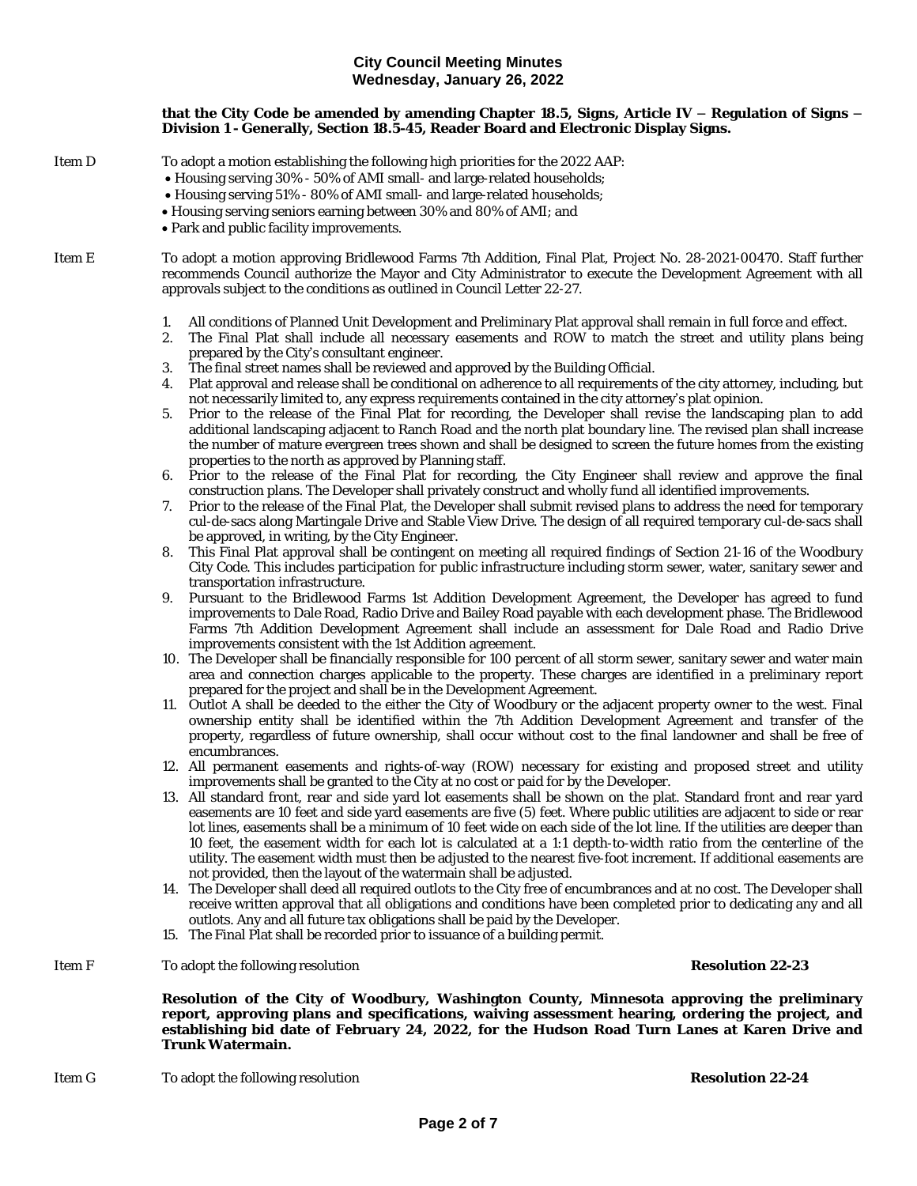**that the City Code be amended by amending Chapter 18.5, Signs, Article IV – Regulation of Signs – Division 1 - Generally, Section 18.5-45, Reader Board and Electronic Display Signs.**

Item D To adopt a motion establishing the following high priorities for the 2022 AAP:

- Housing serving 30% - 50% of AMI small- and large-related households;
- Housing serving 51% - 80% of AMI small- and large-related households;
- Housing serving seniors earning between 30% and 80% of AMI; and
- Park and public facility improvements.

Item E To adopt a motion approving Bridlewood Farms 7th Addition, Final Plat, Project No. 28-2021-00470. Staff further recommends Council authorize the Mayor and City Administrator to execute the Development Agreement with all approvals subject to the conditions as outlined in Council Letter 22-27.

1. All conditions of Planned Unit Development and Preliminary Plat approval shall remain in full force and effect.
2. The Final Plat shall include all necessary easements and ROW to match the street and utility plans being prepared by the City's consultant engineer.
3. The final street names shall be reviewed and approved by the Building Official.
4. Plat approval and release shall be conditional on adherence to all requirements of the city attorney, including, but not necessarily limited to, any express requirements contained in the city attorney's plat opinion.
5. Prior to the release of the Final Plat for recording, the Developer shall revise the landscaping plan to add additional landscaping adjacent to Ranch Road and the north plat boundary line. The revised plan shall increase the number of mature evergreen trees shown and shall be designed to screen the future homes from the existing properties to the north as approved by Planning staff.
6. Prior to the release of the Final Plat for recording, the City Engineer shall review and approve the final construction plans. The Developer shall privately construct and wholly fund all identified improvements.
7. Prior to the release of the Final Plat, the Developer shall submit revised plans to address the need for temporary cul-de-sacs along Martingale Drive and Stable View Drive. The design of all required temporary cul-de-sacs shall be approved, in writing, by the City Engineer.
8. This Final Plat approval shall be contingent on meeting all required findings of Section 21-16 of the Woodbury City Code. This includes participation for public infrastructure including storm sewer, water, sanitary sewer and transportation infrastructure.
9. Pursuant to the Bridlewood Farms 1st Addition Development Agreement, the Developer has agreed to fund improvements to Dale Road, Radio Drive and Bailey Road payable with each development phase. The Bridlewood Farms 7th Addition Development Agreement shall include an assessment for Dale Road and Radio Drive improvements consistent with the 1st Addition agreement.
10. The Developer shall be financially responsible for 100 percent of all storm sewer, sanitary sewer and water main area and connection charges applicable to the property. These charges are identified in a preliminary report prepared for the project and shall be in the Development Agreement.
11. Outlot A shall be deeded to the either the City of Woodbury or the adjacent property owner to the west. Final ownership entity shall be identified within the 7th Addition Development Agreement and transfer of the property, regardless of future ownership, shall occur without cost to the final landowner and shall be free of encumbrances.
12. All permanent easements and rights-of-way (ROW) necessary for existing and proposed street and utility improvements shall be granted to the City at no cost or paid for by the Developer.
13. All standard front, rear and side yard lot easements shall be shown on the plat. Standard front and rear yard easements are 10 feet and side yard easements are five (5) feet. Where public utilities are adjacent to side or rear lot lines, easements shall be a minimum of 10 feet wide on each side of the lot line. If the utilities are deeper than 10 feet, the easement width for each lot is calculated at a 1:1 depth-to-width ratio from the centerline of the utility. The easement width must then be adjusted to the nearest five-foot increment. If additional easements are not provided, then the layout of the watermain shall be adjusted.
14. The Developer shall deed all required outlots to the City free of encumbrances and at no cost. The Developer shall receive written approval that all obligations and conditions have been completed prior to dedicating any and all outlots. Any and all future tax obligations shall be paid by the Developer.
15. The Final Plat shall be recorded prior to issuance of a building permit.

Item F To adopt the following resolution **Resolution 22-23**

**Resolution of the City of Woodbury, Washington County, Minnesota approving the preliminary report, approving plans and specifications, waiving assessment hearing, ordering the project, and establishing bid date of February 24, 2022, for the Hudson Road Turn Lanes at Karen Drive and Trunk Watermain.**

Item G To adopt the following resolution **Resolution 22-24**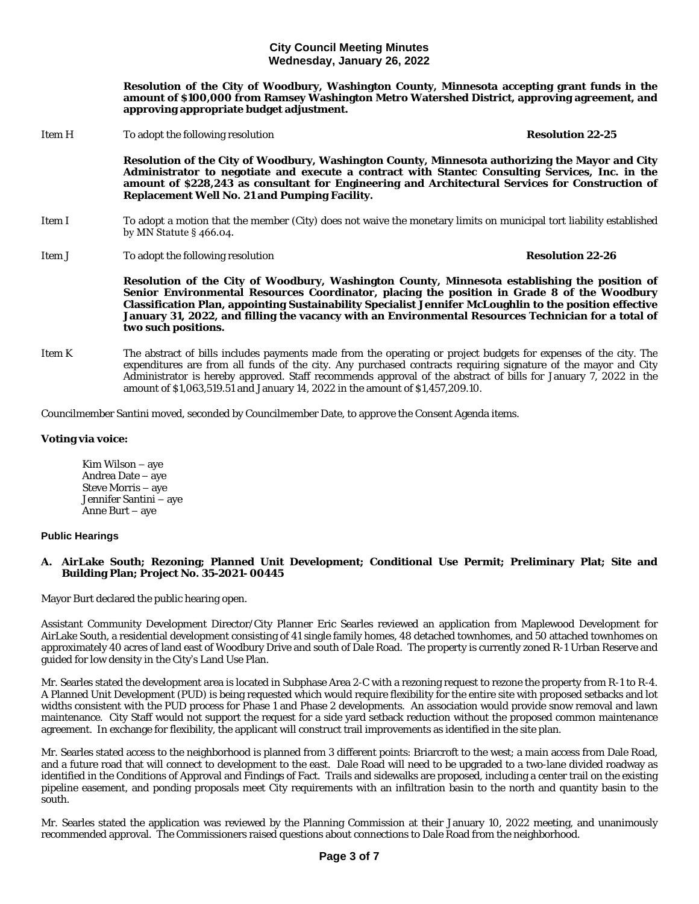**Resolution of the City of Woodbury, Washington County, Minnesota accepting grant funds in the amount of $100,000 from Ramsey Washington Metro Watershed District, approving agreement, and approving appropriate budget adjustment.**

Item H To adopt the following resolution **Resolution 22-25**

**Resolution of the City of Woodbury, Washington County, Minnesota authorizing the Mayor and City Administrator to negotiate and execute a contract with Stantec Consulting Services, Inc. in the amount of $228,243 as consultant for Engineering and Architectural Services for Construction of Replacement Well No. 21 and Pumping Facility.**

Item I To adopt a motion that the member (City) does not waive the monetary limits on municipal tort liability established by MN Statute § 466.04.

Item J To adopt the following resolution **Resolution 22-26**

**Resolution of the City of Woodbury, Washington County, Minnesota establishing the position of Senior Environmental Resources Coordinator, placing the position in Grade 8 of the Woodbury Classification Plan, appointing Sustainability Specialist Jennifer McLoughlin to the position effective January 31, 2022, and filling the vacancy with an Environmental Resources Technician for a total of two such positions.**

Item K The abstract of bills includes payments made from the operating or project budgets for expenses of the city. The expenditures are from all funds of the city. Any purchased contracts requiring signature of the mayor and City Administrator is hereby approved. Staff recommends approval of the abstract of bills for January 7, 2022 in the amount of $1,063,519.51 and January 14, 2022 in the amount of $1,457,209.10.

Councilmember Santini moved, seconded by Councilmember Date, to approve the Consent Agenda items.

**Voting via voice:**

Kim Wilson – aye
Andrea Date – aye
Steve Morris – aye
Jennifer Santini – aye
Anne Burt – aye

## Public Hearings

### A. AirLake South; Rezoning; Planned Unit Development; Conditional Use Permit; Preliminary Plat; Site and Building Plan; Project No. 35-2021- 00445

Mayor Burt declared the public hearing open.

Assistant Community Development Director/City Planner Eric Searles reviewed an application from Maplewood Development for AirLake South, a residential development consisting of 41 single family homes, 48 detached townhomes, and 50 attached townhomes on approximately 40 acres of land east of Woodbury Drive and south of Dale Road. The property is currently zoned R-1 Urban Reserve and guided for low density in the City's Land Use Plan.

Mr. Searles stated the development area is located in Subphase Area 2-C with a rezoning request to rezone the property from R-1 to R-4. A Planned Unit Development (PUD) is being requested which would require flexibility for the entire site with proposed setbacks and lot widths consistent with the PUD process for Phase 1 and Phase 2 developments. An association would provide snow removal and lawn maintenance. City Staff would not support the request for a side yard setback reduction without the proposed common maintenance agreement. In exchange for flexibility, the applicant will construct trail improvements as identified in the site plan.

Mr. Searles stated access to the neighborhood is planned from 3 different points: Briarcroft to the west; a main access from Dale Road, and a future road that will connect to development to the east. Dale Road will need to be upgraded to a two-lane divided roadway as identified in the Conditions of Approval and Findings of Fact. Trails and sidewalks are proposed, including a center trail on the existing pipeline easement, and ponding proposals meet City requirements with an infiltration basin to the north and quantity basin to the south.

Mr. Searles stated the application was reviewed by the Planning Commission at their January 10, 2022 meeting, and unanimously recommended approval. The Commissioners raised questions about connections to Dale Road from the neighborhood.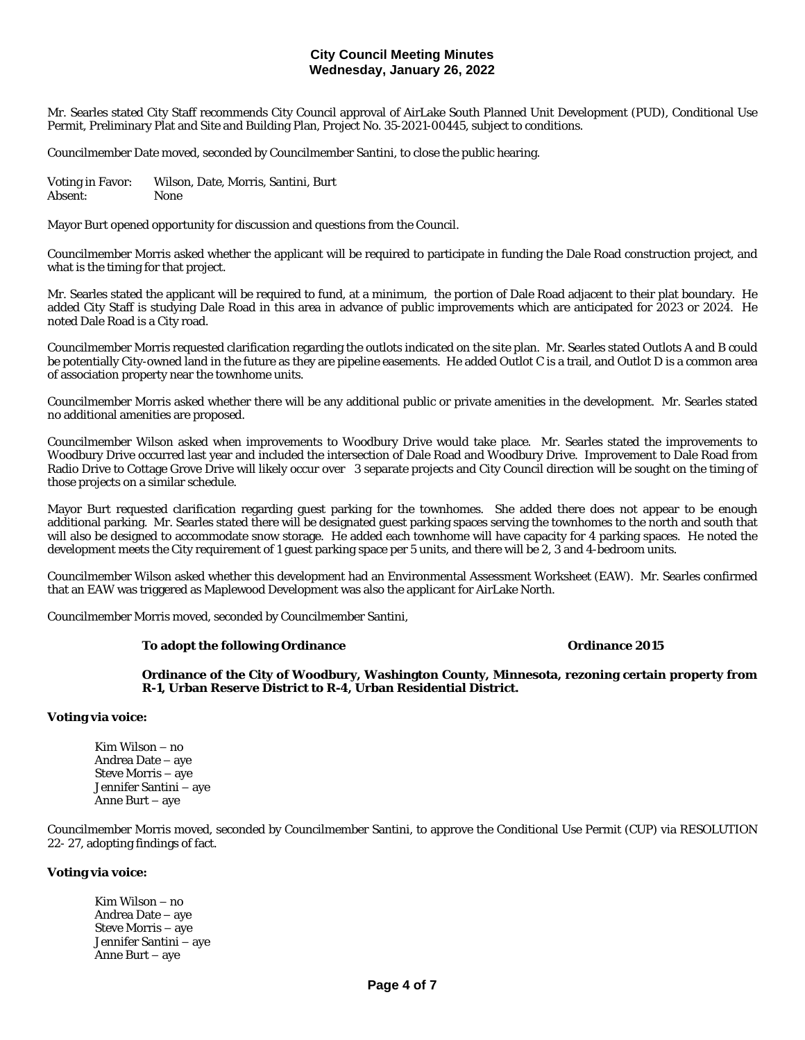Mr. Searles stated City Staff recommends City Council approval of AirLake South Planned Unit Development (PUD), Conditional Use Permit, Preliminary Plat and Site and Building Plan, Project No. 35-2021-00445, subject to conditions.

Councilmember Date moved, seconded by Councilmember Santini, to close the public hearing.

Voting in Favor: Wilson, Date, Morris, Santini, Burt
Absent: None

Mayor Burt opened opportunity for discussion and questions from the Council.

Councilmember Morris asked whether the applicant will be required to participate in funding the Dale Road construction project, and what is the timing for that project.

Mr. Searles stated the applicant will be required to fund, at a minimum, the portion of Dale Road adjacent to their plat boundary. He added City Staff is studying Dale Road in this area in advance of public improvements which are anticipated for 2023 or 2024. He noted Dale Road is a City road.

Councilmember Morris requested clarification regarding the outlots indicated on the site plan. Mr. Searles stated Outlots A and B could be potentially City-owned land in the future as they are pipeline easements. He added Outlot C is a trail, and Outlot D is a common area of association property near the townhome units.

Councilmember Morris asked whether there will be any additional public or private amenities in the development. Mr. Searles stated no additional amenities are proposed.

Councilmember Wilson asked when improvements to Woodbury Drive would take place. Mr. Searles stated the improvements to Woodbury Drive occurred last year and included the intersection of Dale Road and Woodbury Drive. Improvement to Dale Road from Radio Drive to Cottage Grove Drive will likely occur over 3 separate projects and City Council direction will be sought on the timing of those projects on a similar schedule.

Mayor Burt requested clarification regarding guest parking for the townhomes. She added there does not appear to be enough additional parking. Mr. Searles stated there will be designated guest parking spaces serving the townhomes to the north and south that will also be designed to accommodate snow storage. He added each townhome will have capacity for 4 parking spaces. He noted the development meets the City requirement of 1 guest parking space per 5 units, and there will be 2, 3 and 4-bedroom units.

Councilmember Wilson asked whether this development had an Environmental Assessment Worksheet (EAW). Mr. Searles confirmed that an EAW was triggered as Maplewood Development was also the applicant for AirLake North.

Councilmember Morris moved, seconded by Councilmember Santini,

**To adopt the following Ordinance** **Ordinance 2015**

**Ordinance of the City of Woodbury, Washington County, Minnesota, rezoning certain property from R-1, Urban Reserve District to R-4, Urban Residential District.**

**Voting via voice:**

Kim Wilson – no
Andrea Date – aye
Steve Morris – aye
Jennifer Santini – aye
Anne Burt – aye

Councilmember Morris moved, seconded by Councilmember Santini, to approve the Conditional Use Permit (CUP) via RESOLUTION 22- 27, adopting findings of fact.

**Voting via voice:**

Kim Wilson – no
Andrea Date – aye
Steve Morris – aye
Jennifer Santini – aye
Anne Burt – aye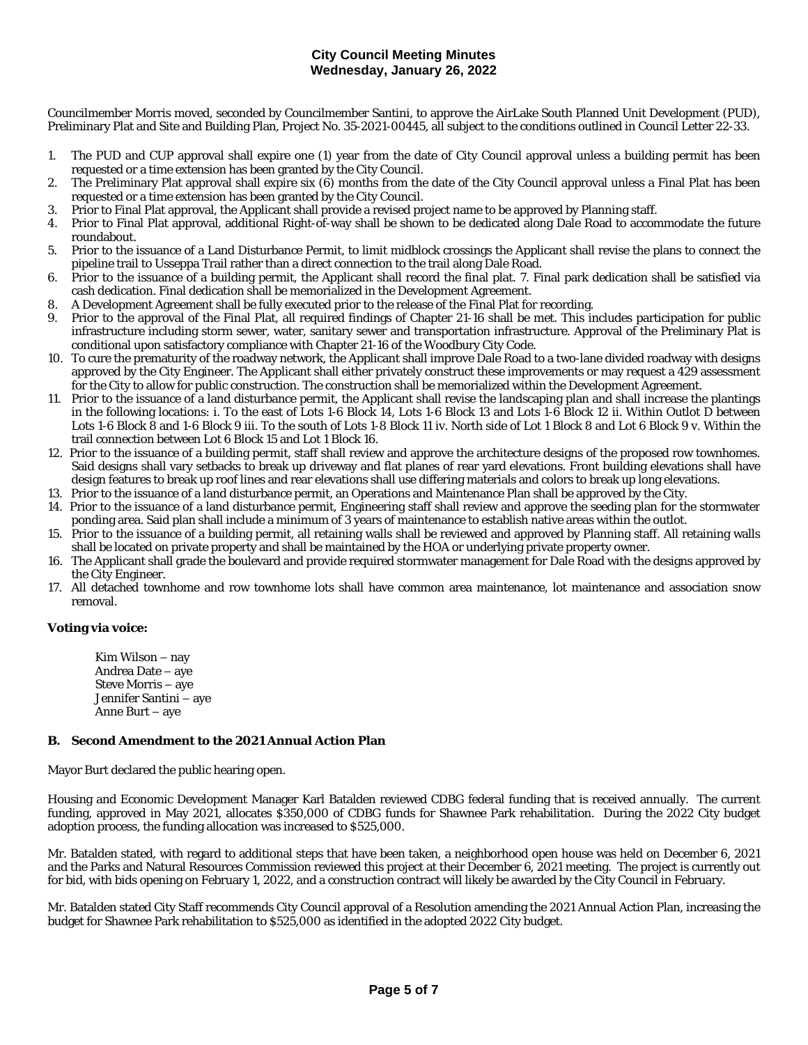Councilmember Morris moved, seconded by Councilmember Santini, to approve the AirLake South Planned Unit Development (PUD), Preliminary Plat and Site and Building Plan, Project No. 35-2021-00445, all subject to the conditions outlined in Council Letter 22-33.

1. The PUD and CUP approval shall expire one (1) year from the date of City Council approval unless a building permit has been requested or a time extension has been granted by the City Council.
2. The Preliminary Plat approval shall expire six (6) months from the date of the City Council approval unless a Final Plat has been requested or a time extension has been granted by the City Council.
3. Prior to Final Plat approval, the Applicant shall provide a revised project name to be approved by Planning staff.
4. Prior to Final Plat approval, additional Right-of-way shall be shown to be dedicated along Dale Road to accommodate the future roundabout.
5. Prior to the issuance of a Land Disturbance Permit, to limit midblock crossings the Applicant shall revise the plans to connect the pipeline trail to Usseppa Trail rather than a direct connection to the trail along Dale Road.
6. Prior to the issuance of a building permit, the Applicant shall record the final plat. 7. Final park dedication shall be satisfied via cash dedication. Final dedication shall be memorialized in the Development Agreement.
8. A Development Agreement shall be fully executed prior to the release of the Final Plat for recording.
9. Prior to the approval of the Final Plat, all required findings of Chapter 21-16 shall be met. This includes participation for public infrastructure including storm sewer, water, sanitary sewer and transportation infrastructure. Approval of the Preliminary Plat is conditional upon satisfactory compliance with Chapter 21-16 of the Woodbury City Code.
10. To cure the prematurity of the roadway network, the Applicant shall improve Dale Road to a two-lane divided roadway with designs approved by the City Engineer. The Applicant shall either privately construct these improvements or may request a 429 assessment for the City to allow for public construction. The construction shall be memorialized within the Development Agreement.
11. Prior to the issuance of a land disturbance permit, the Applicant shall revise the landscaping plan and shall increase the plantings in the following locations: i. To the east of Lots 1-6 Block 14, Lots 1-6 Block 13 and Lots 1-6 Block 12 ii. Within Outlot D between Lots 1-6 Block 8 and 1-6 Block 9 iii. To the south of Lots 1-8 Block 11 iv. North side of Lot 1 Block 8 and Lot 6 Block 9 v. Within the trail connection between Lot 6 Block 15 and Lot 1 Block 16.
12. Prior to the issuance of a building permit, staff shall review and approve the architecture designs of the proposed row townhomes. Said designs shall vary setbacks to break up driveway and flat planes of rear yard elevations. Front building elevations shall have design features to break up roof lines and rear elevations shall use differing materials and colors to break up long elevations.
13. Prior to the issuance of a land disturbance permit, an Operations and Maintenance Plan shall be approved by the City.
14. Prior to the issuance of a land disturbance permit, Engineering staff shall review and approve the seeding plan for the stormwater ponding area. Said plan shall include a minimum of 3 years of maintenance to establish native areas within the outlot.
15. Prior to the issuance of a building permit, all retaining walls shall be reviewed and approved by Planning staff. All retaining walls shall be located on private property and shall be maintained by the HOA or underlying private property owner.
16. The Applicant shall grade the boulevard and provide required stormwater management for Dale Road with the designs approved by the City Engineer.
17. All detached townhome and row townhome lots shall have common area maintenance, lot maintenance and association snow removal.

**Voting via voice:**

Kim Wilson – nay
Andrea Date – aye
Steve Morris – aye
Jennifer Santini – aye
Anne Burt – aye

**B. Second Amendment to the 2021 Annual Action Plan**

Mayor Burt declared the public hearing open.

Housing and Economic Development Manager Karl Batalden reviewed CDBG federal funding that is received annually. The current funding, approved in May 2021, allocates $350,000 of CDBG funds for Shawnee Park rehabilitation. During the 2022 City budget adoption process, the funding allocation was increased to $525,000.

Mr. Batalden stated, with regard to additional steps that have been taken, a neighborhood open house was held on December 6, 2021 and the Parks and Natural Resources Commission reviewed this project at their December 6, 2021 meeting. The project is currently out for bid, with bids opening on February 1, 2022, and a construction contract will likely be awarded by the City Council in February.

Mr. Batalden stated City Staff recommends City Council approval of a Resolution amending the 2021 Annual Action Plan, increasing the budget for Shawnee Park rehabilitation to $525,000 as identified in the adopted 2022 City budget.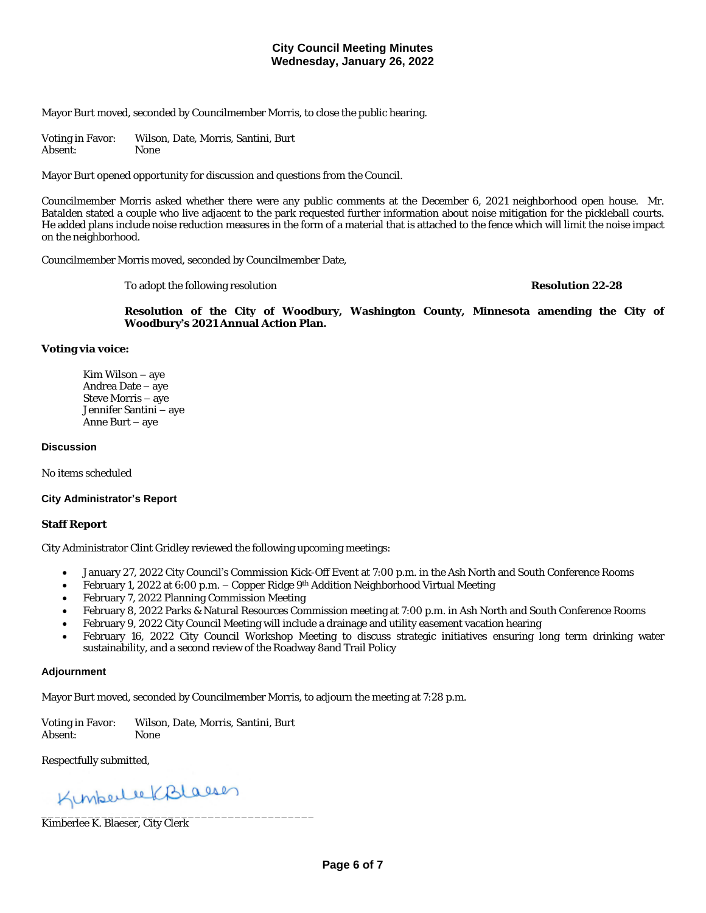Mayor Burt moved, seconded by Councilmember Morris, to close the public hearing.

Voting in Favor: Wilson, Date, Morris, Santini, Burt
Absent: None

Mayor Burt opened opportunity for discussion and questions from the Council.

Councilmember Morris asked whether there were any public comments at the December 6, 2021 neighborhood open house. Mr. Batalden stated a couple who live adjacent to the park requested further information about noise mitigation for the pickleball courts. He added plans include noise reduction measures in the form of a material that is attached to the fence which will limit the noise impact on the neighborhood.

Councilmember Morris moved, seconded by Councilmember Date,

To adopt the following resolution **Resolution 22-28**

**Resolution of the City of Woodbury, Washington County, Minnesota amending the City of Woodbury's 2021 Annual Action Plan.**

**Voting via voice:**

Kim Wilson – aye
Andrea Date – aye
Steve Morris – aye
Jennifer Santini – aye
Anne Burt – aye

### Discussion

No items scheduled

### City Administrator's Report

**Staff Report**

City Administrator Clint Gridley reviewed the following upcoming meetings:

- January 27, 2022 City Council's Commission Kick-Off Event at 7:00 p.m. in the Ash North and South Conference Rooms
- February 1, 2022 at 6:00 p.m. – Copper Ridge 9th Addition Neighborhood Virtual Meeting
- February 7, 2022 Planning Commission Meeting
- February 8, 2022 Parks & Natural Resources Commission meeting at 7:00 p.m. in Ash North and South Conference Rooms
- February 9, 2022 City Council Meeting will include a drainage and utility easement vacation hearing
- February 16, 2022 City Council Workshop Meeting to discuss strategic initiatives ensuring long term drinking water sustainability, and a second review of the Roadway 8and Trail Policy

### Adjournment

Mayor Burt moved, seconded by Councilmember Morris, to adjourn the meeting at 7:28 p.m.

Voting in Favor: Wilson, Date, Morris, Santini, Burt
Absent: None

Respectfully submitted,

Kimberlee K Blaeser

\_\_\_\_\_\_\_\_\_\_\_\_\_\_\_\_\_\_\_\_\_\_\_\_\_\_\_\_\_\_\_\_\_\_\_\_\_\_\_\_

Kimberlee K. Blaeser, City Clerk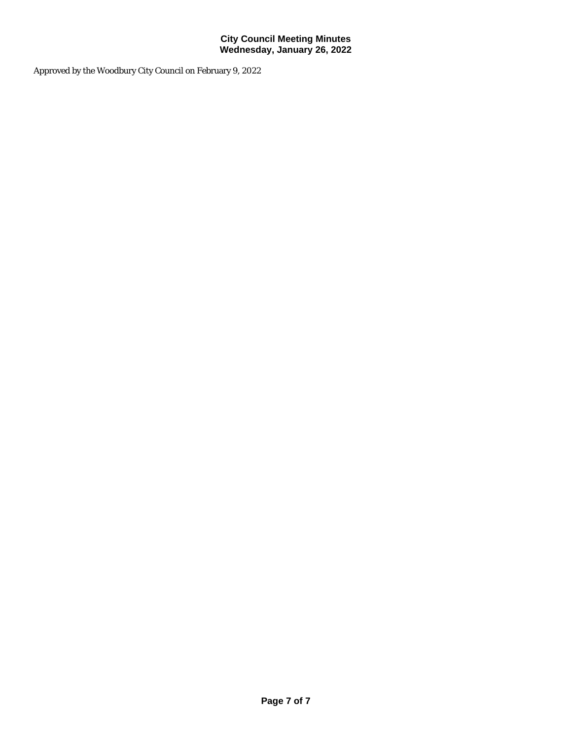Approved by the Woodbury City Council on February 9, 2022